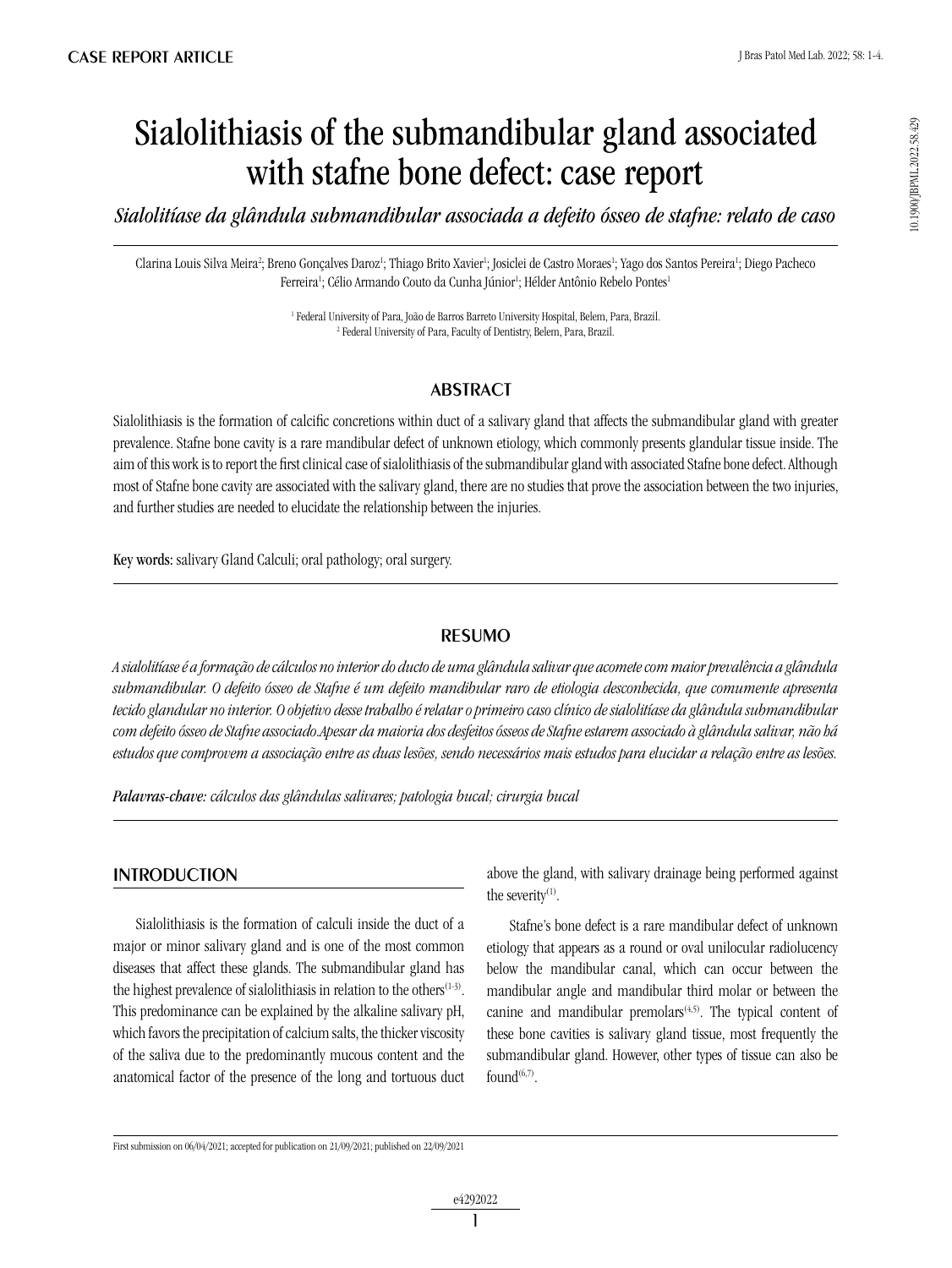CASE REPORT ARTICLE

# Sialolithiasis of the submandibular gland associated with stafne bone defect: case report

*Sialolitíase da glândula submandibular associada a defeito ósseo de stafne: relato de caso*

Clarina Louis Silva Meira[2]; Breno Gonçalves Daroz[1]; Thiago Brito Xavier[1]; Josiclei de Castro Moraes[1]; Yago dos Santos Pereira[1]; Diego Pacheco Ferreira[1]; Célio Armando Couto da Cunha Júnior[1]; Hélder Antônio Rebelo Pontes[1]

[1] Federal University of Para, João de Barros Barreto University Hospital, Belem, Para, Brazil.
[2] Federal University of Para, Faculty of Dentistry, Belem, Para, Brazil.

## ABSTRACT

Sialolithiasis is the formation of calcific concretions within duct of a salivary gland that affects the submandibular gland with greater prevalence. Stafne bone cavity is a rare mandibular defect of unknown etiology, which commonly presents glandular tissue inside. The aim of this work is to report the first clinical case of sialolithiasis of the submandibular gland with associated Stafne bone defect. Although most of Stafne bone cavity are associated with the salivary gland, there are no studies that prove the association between the two injuries, and further studies are needed to elucidate the relationship between the injuries.

**Key words:** salivary Gland Calculi; oral pathology; oral surgery.

## RESUMO

*A sialolitíase é a formação de cálculos no interior do ducto de uma glândula salivar que acomete com maior prevalência a glândula submandibular. O defeito ósseo de Stafne é um defeito mandibular raro de etiologia desconhecida, que comumente apresenta tecido glandular no interior. O objetivo desse trabalho é relatar o primeiro caso clínico de sialolitíase da glândula submandibular com defeito ósseo de Stafne associado.Apesar da maioria dos desfeitos ósseos de Stafne estarem associado à glândula salivar, não há estudos que comprovem a associação entre as duas lesões, sendo necessários mais estudos para elucidar a relação entre as lesões.*

***Palavras-chave:** cálculos das glândulas salivares; patologia bucal; cirurgia bucal*

## INTRODUCTION

Sialolithiasis is the formation of calculi inside the duct of a major or minor salivary gland and is one of the most common diseases that affect these glands. The submandibular gland has the highest prevalence of sialolithiasis in relation to the others[1-3]. This predominance can be explained by the alkaline salivary pH, which favors the precipitation of calcium salts, the thicker viscosity of the saliva due to the predominantly mucous content and the anatomical factor of the presence of the long and tortuous duct above the gland, with salivary drainage being performed against the severity[1].

Stafne's bone defect is a rare mandibular defect of unknown etiology that appears as a round or oval unilocular radiolucency below the mandibular canal, which can occur between the mandibular angle and mandibular third molar or between the canine and mandibular premolars[4,5]. The typical content of these bone cavities is salivary gland tissue, most frequently the submandibular gland. However, other types of tissue can also be found[6,7].

First submission on 06/04/2021; accepted for publication on 21/09/2021; published on 22/09/2021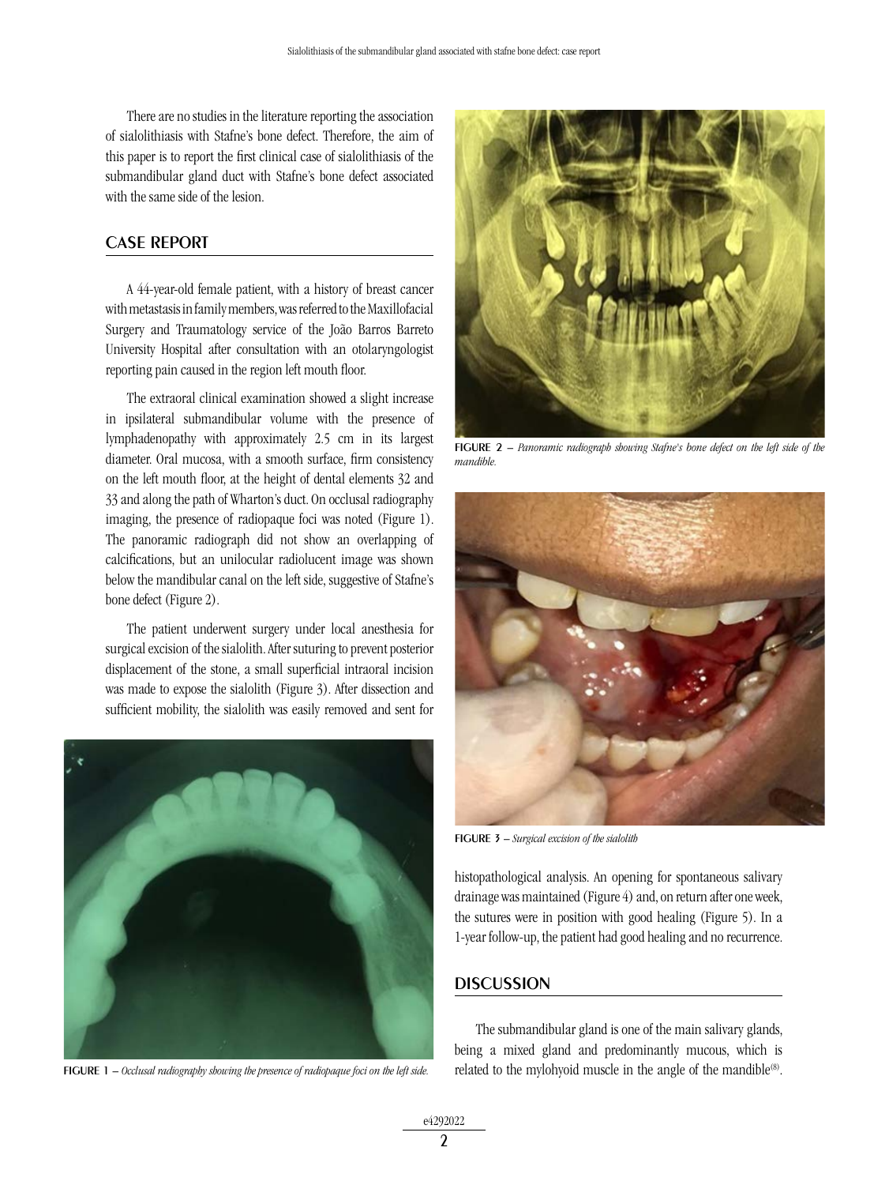There are no studies in the literature reporting the association of sialolithiasis with Stafne's bone defect. Therefore, the aim of this paper is to report the first clinical case of sialolithiasis of the submandibular gland duct with Stafne's bone defect associated with the same side of the lesion.

## CASE REPORT

A 44-year-old female patient, with a history of breast cancer with metastasis in family members, was referred to the Maxillofacial Surgery and Traumatology service of the João Barros Barreto University Hospital after consultation with an otolaryngologist reporting pain caused in the region left mouth floor.

The extraoral clinical examination showed a slight increase in ipsilateral submandibular volume with the presence of lymphadenopathy with approximately 2.5 cm in its largest diameter. Oral mucosa, with a smooth surface, firm consistency on the left mouth floor, at the height of dental elements 32 and 33 and along the path of Wharton's duct. On occlusal radiography imaging, the presence of radiopaque foci was noted (Figure 1). The panoramic radiograph did not show an overlapping of calcifications, but an unilocular radiolucent image was shown below the mandibular canal on the left side, suggestive of Stafne's bone defect (Figure 2).

The patient underwent surgery under local anesthesia for surgical excision of the sialolith. After suturing to prevent posterior displacement of the stone, a small superficial intraoral incision was made to expose the sialolith (Figure 3). After dissection and sufficient mobility, the sialolith was easily removed and sent for histopathological analysis. An opening for spontaneous salivary drainage was maintained (Figure 4) and, on return after one week, the sutures were in position with good healing (Figure 5). In a 1-year follow-up, the patient had good healing and no recurrence.

**FIGURE 1** – *Occlusal radiography showing the presence of radiopaque foci on the left side.*

**FIGURE 2** – *Panoramic radiograph showing Stafne's bone defect on the left side of the mandible.*

**FIGURE 3** – *Surgical excision of the sialolith*

## DISCUSSION

The submandibular gland is one of the main salivary glands, being a mixed gland and predominantly mucous, which is related to the mylohyoid muscle in the angle of the mandible[8].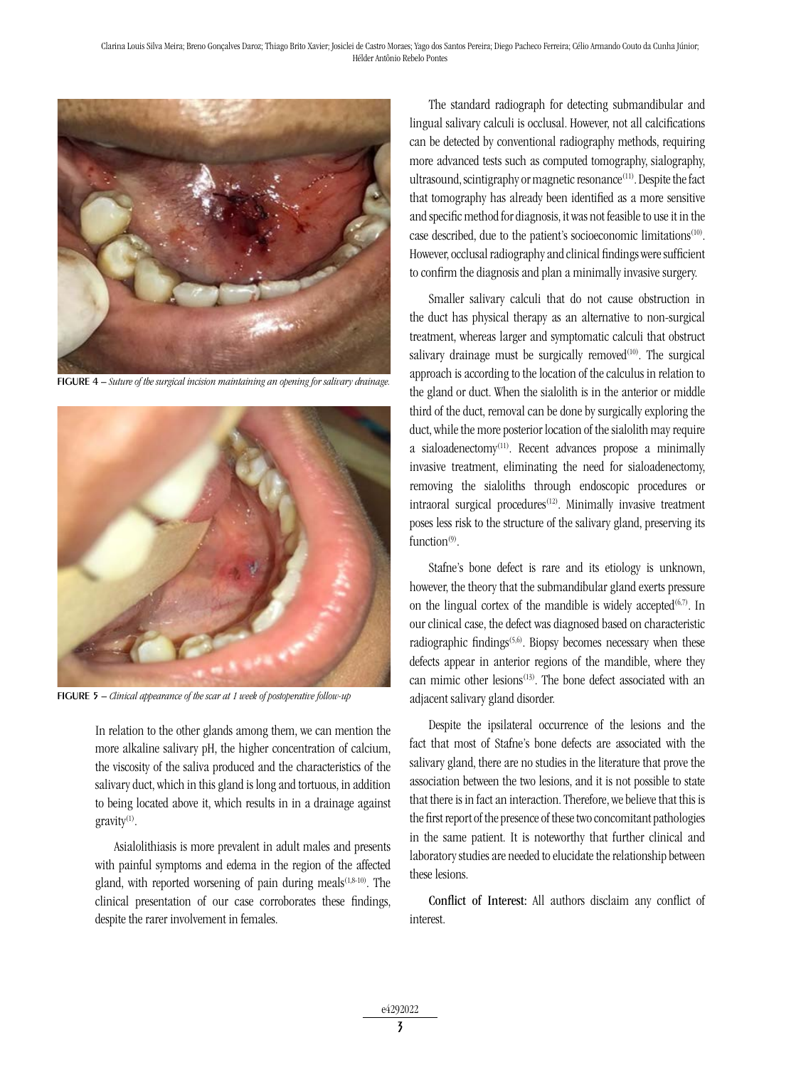FIGURE 4 – *Suture of the surgical incision maintaining an opening for salivary drainage.*

FIGURE 5 – *Clinical appearance of the scar at 1 week of postoperative follow-up*

In relation to the other glands among them, we can mention the more alkaline salivary pH, the higher concentration of calcium, the viscosity of the saliva produced and the characteristics of the salivary duct, which in this gland is long and tortuous, in addition to being located above it, which results in in a drainage against gravity[1].

Asialolithiasis is more prevalent in adult males and presents with painful symptoms and edema in the region of the affected gland, with reported worsening of pain during meals[1,8-10]. The clinical presentation of our case corroborates these findings, despite the rarer involvement in females.

The standard radiograph for detecting submandibular and lingual salivary calculi is occlusal. However, not all calcifications can be detected by conventional radiography methods, requiring more advanced tests such as computed tomography, sialography, ultrasound, scintigraphy or magnetic resonance[11]. Despite the fact that tomography has already been identified as a more sensitive and specific method for diagnosis, it was not feasible to use it in the case described, due to the patient's socioeconomic limitations[10]. However, occlusal radiography and clinical findings were sufficient to confirm the diagnosis and plan a minimally invasive surgery.

Smaller salivary calculi that do not cause obstruction in the duct has physical therapy as an alternative to non-surgical treatment, whereas larger and symptomatic calculi that obstruct salivary drainage must be surgically removed[10]. The surgical approach is according to the location of the calculus in relation to the gland or duct. When the sialolith is in the anterior or middle third of the duct, removal can be done by surgically exploring the duct, while the more posterior location of the sialolith may require a sialoadenectomy[11]. Recent advances propose a minimally invasive treatment, eliminating the need for sialoadenectomy, removing the sialoliths through endoscopic procedures or intraoral surgical procedures[12]. Minimally invasive treatment poses less risk to the structure of the salivary gland, preserving its function[9].

Stafne's bone defect is rare and its etiology is unknown, however, the theory that the submandibular gland exerts pressure on the lingual cortex of the mandible is widely accepted[6,7]. In our clinical case, the defect was diagnosed based on characteristic radiographic findings[5,6]. Biopsy becomes necessary when these defects appear in anterior regions of the mandible, where they can mimic other lesions[13]. The bone defect associated with an adjacent salivary gland disorder.

Despite the ipsilateral occurrence of the lesions and the fact that most of Stafne's bone defects are associated with the salivary gland, there are no studies in the literature that prove the association between the two lesions, and it is not possible to state that there is in fact an interaction. Therefore, we believe that this is the first report of the presence of these two concomitant pathologies in the same patient. It is noteworthy that further clinical and laboratory studies are needed to elucidate the relationship between these lesions.

**Conflict of Interest:** All authors disclaim any conflict of interest.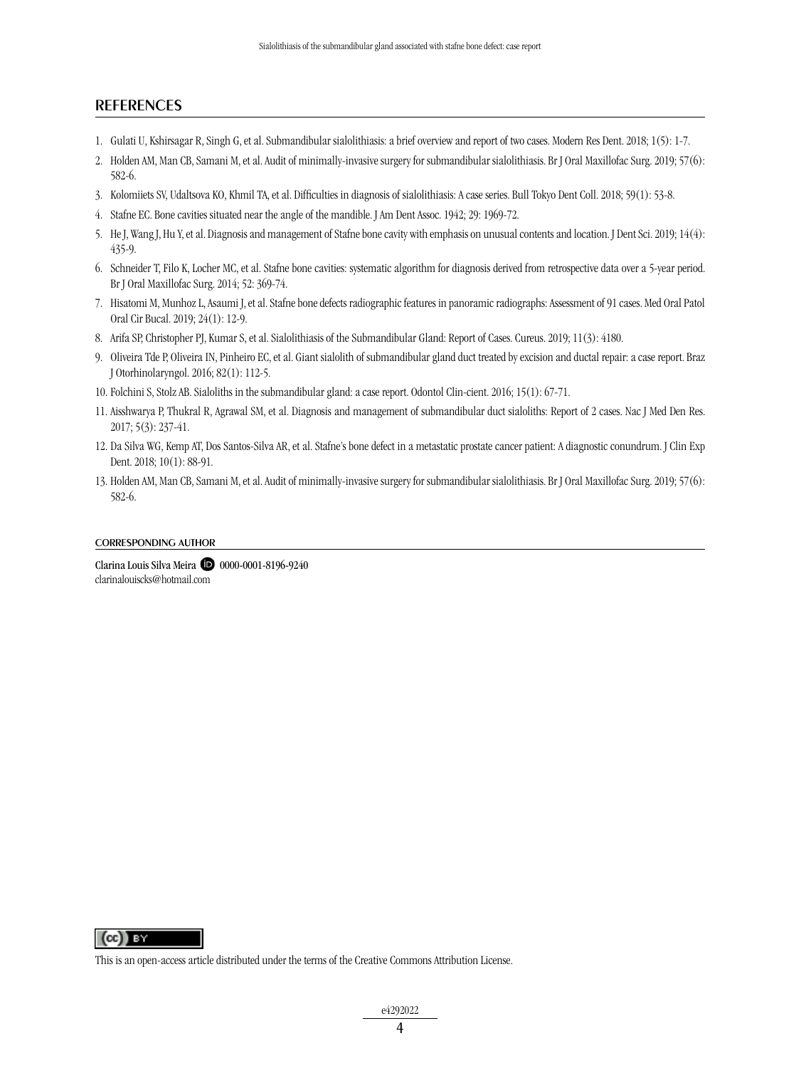## REFERENCES

1. Gulati U, Kshirsagar R, Singh G, et al. Submandibular sialolithiasis: a brief overview and report of two cases. Modern Res Dent. 2018; 1(5): 1-7.
2. Holden AM, Man CB, Samani M, et al. Audit of minimally-invasive surgery for submandibular sialolithiasis. Br J Oral Maxillofac Surg. 2019; 57(6): 582-6.
3. Kolomiiets SV, Udaltsova KO, Khmil TA, et al. Difficulties in diagnosis of sialolithiasis: A case series. Bull Tokyo Dent Coll. 2018; 59(1): 53-8.
4. Stafne EC. Bone cavities situated near the angle of the mandible. J Am Dent Assoc. 1942; 29: 1969-72.
5. He J, Wang J, Hu Y, et al. Diagnosis and management of Stafne bone cavity with emphasis on unusual contents and location. J Dent Sci. 2019; 14(4): 435-9.
6. Schneider T, Filo K, Locher MC, et al. Stafne bone cavities: systematic algorithm for diagnosis derived from retrospective data over a 5-year period. Br J Oral Maxillofac Surg. 2014; 52: 369-74.
7. Hisatomi M, Munhoz L, Asaumi J, et al. Stafne bone defects radiographic features in panoramic radiographs: Assessment of 91 cases. Med Oral Patol Oral Cir Bucal. 2019; 24(1): 12-9.
8. Arifa SP, Christopher PJ, Kumar S, et al. Sialolithiasis of the Submandibular Gland: Report of Cases. Cureus. 2019; 11(3): 4180.
9. Oliveira Tde P, Oliveira IN, Pinheiro EC, et al. Giant sialolith of submandibular gland duct treated by excision and ductal repair: a case report. Braz J Otorhinolaryngol. 2016; 82(1): 112-5.
10. Folchini S, Stolz AB. Sialoliths in the submandibular gland: a case report. Odontol Clin-cient. 2016; 15(1): 67-71.
11. Aisshwarya P, Thukral R, Agrawal SM, et al. Diagnosis and management of submandibular duct sialoliths: Report of 2 cases. Nac J Med Den Res. 2017; 5(3): 237-41.
12. Da Silva WG, Kemp AT, Dos Santos-Silva AR, et al. Stafne's bone defect in a metastatic prostate cancer patient: A diagnostic conundrum. J Clin Exp Dent. 2018; 10(1): 88-91.
13. Holden AM, Man CB, Samani M, et al. Audit of minimally-invasive surgery for submandibular sialolithiasis. Br J Oral Maxillofac Surg. 2019; 57(6): 582-6.

#### CORRESPONDING AUTHOR

**Clarina Louis Silva Meira** 0000-0001-8196-9240
clarinalouiscks@hotmail.com

This is an open-access article distributed under the terms of the Creative Commons Attribution License.